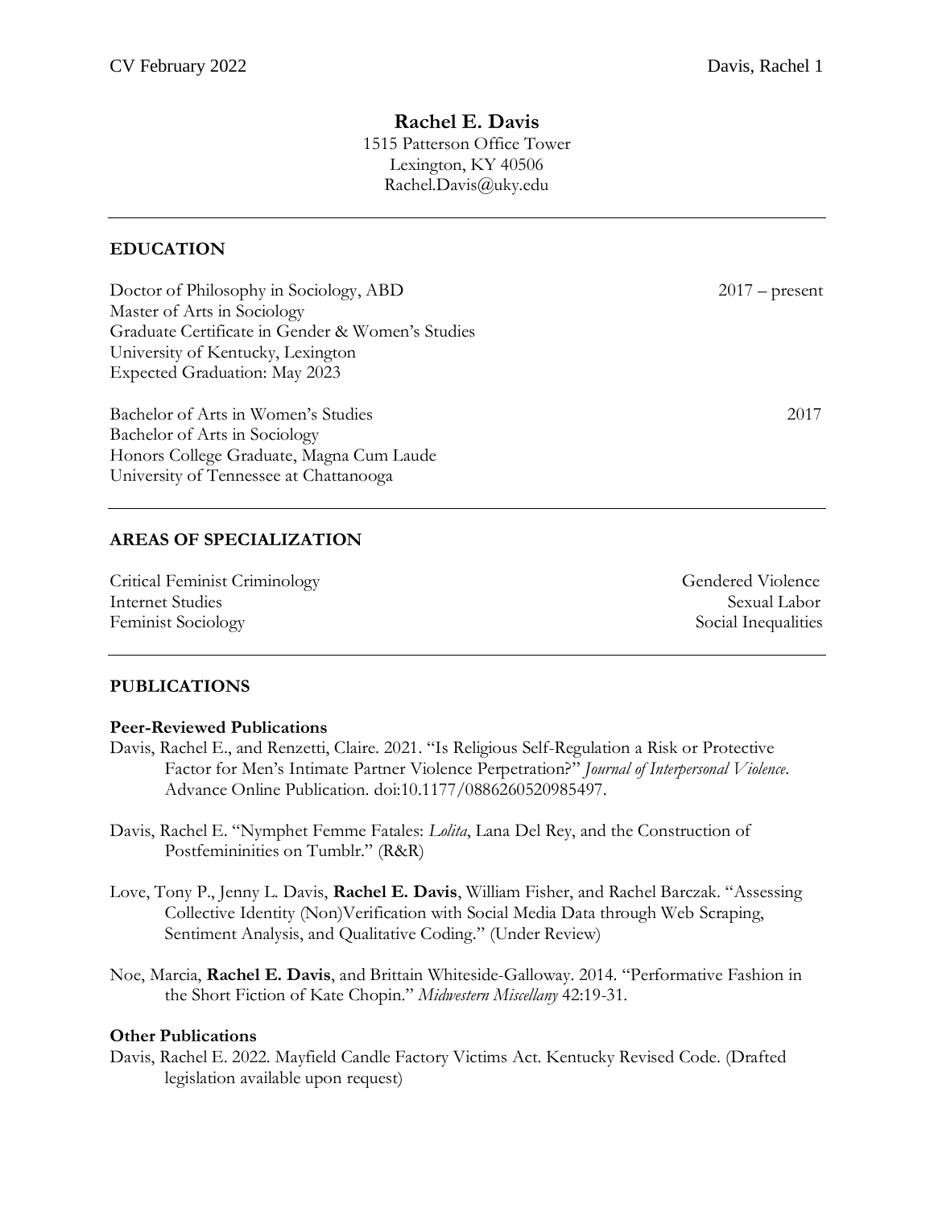# Rachel E. Davis

1515 Patterson Office Tower
Lexington, KY 40506
Rachel.Davis@uky.edu

---

## EDUCATION

Doctor of Philosophy in Sociology, ABD — 2017 – present
Master of Arts in Sociology
Graduate Certificate in Gender & Women's Studies
University of Kentucky, Lexington
Expected Graduation: May 2023

Bachelor of Arts in Women's Studies — 2017
Bachelor of Arts in Sociology
Honors College Graduate, Magna Cum Laude
University of Tennessee at Chattanooga

---

## AREAS OF SPECIALIZATION

Critical Feminist Criminology
Gendered Violence
Internet Studies
Sexual Labor
Feminist Sociology
Social Inequalities

---

## PUBLICATIONS

### Peer-Reviewed Publications

Davis, Rachel E., and Renzetti, Claire. 2021. "Is Religious Self-Regulation a Risk or Protective Factor for Men's Intimate Partner Violence Perpetration?" *Journal of Interpersonal Violence*. Advance Online Publication. doi:10.1177/0886260520985497.

Davis, Rachel E. "Nymphet Femme Fatales: *Lolita*, Lana Del Rey, and the Construction of Postfemininities on Tumblr." (R&R)

Love, Tony P., Jenny L. Davis, **Rachel E. Davis**, William Fisher, and Rachel Barczak. "Assessing Collective Identity (Non)Verification with Social Media Data through Web Scraping, Sentiment Analysis, and Qualitative Coding." (Under Review)

Noe, Marcia, **Rachel E. Davis**, and Brittain Whiteside-Galloway. 2014. "Performative Fashion in the Short Fiction of Kate Chopin." *Midwestern Miscellany* 42:19-31.

### Other Publications

Davis, Rachel E. 2022. Mayfield Candle Factory Victims Act. Kentucky Revised Code. (Drafted legislation available upon request)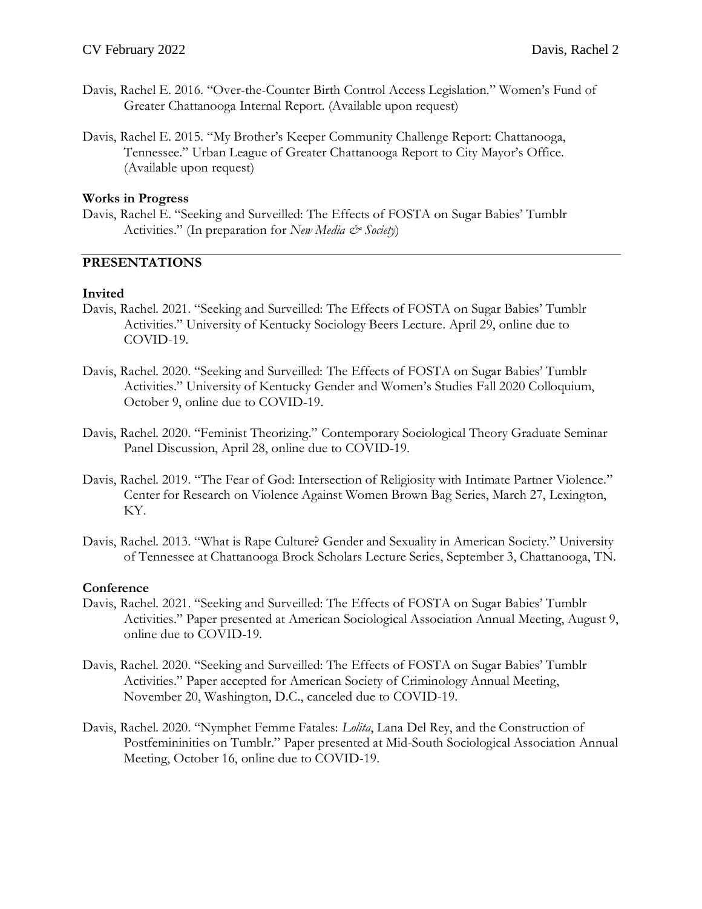Davis, Rachel E. 2016. "Over-the-Counter Birth Control Access Legislation." Women's Fund of Greater Chattanooga Internal Report. (Available upon request)

Davis, Rachel E. 2015. "My Brother's Keeper Community Challenge Report: Chattanooga, Tennessee." Urban League of Greater Chattanooga Report to City Mayor's Office. (Available upon request)

**Works in Progress**

Davis, Rachel E. "Seeking and Surveilled: The Effects of FOSTA on Sugar Babies' Tumblr Activities." (In preparation for *New Media & Society*)

## PRESENTATIONS

**Invited**

Davis, Rachel. 2021. "Seeking and Surveilled: The Effects of FOSTA on Sugar Babies' Tumblr Activities." University of Kentucky Sociology Beers Lecture. April 29, online due to COVID-19.

Davis, Rachel. 2020. "Seeking and Surveilled: The Effects of FOSTA on Sugar Babies' Tumblr Activities." University of Kentucky Gender and Women's Studies Fall 2020 Colloquium, October 9, online due to COVID-19.

Davis, Rachel. 2020. "Feminist Theorizing." Contemporary Sociological Theory Graduate Seminar Panel Discussion, April 28, online due to COVID-19.

Davis, Rachel. 2019. "The Fear of God: Intersection of Religiosity with Intimate Partner Violence." Center for Research on Violence Against Women Brown Bag Series, March 27, Lexington, KY.

Davis, Rachel. 2013. "What is Rape Culture? Gender and Sexuality in American Society." University of Tennessee at Chattanooga Brock Scholars Lecture Series, September 3, Chattanooga, TN.

**Conference**

Davis, Rachel. 2021. "Seeking and Surveilled: The Effects of FOSTA on Sugar Babies' Tumblr Activities." Paper presented at American Sociological Association Annual Meeting, August 9, online due to COVID-19.

Davis, Rachel. 2020. "Seeking and Surveilled: The Effects of FOSTA on Sugar Babies' Tumblr Activities." Paper accepted for American Society of Criminology Annual Meeting, November 20, Washington, D.C., canceled due to COVID-19.

Davis, Rachel. 2020. "Nymphet Femme Fatales: *Lolita*, Lana Del Rey, and the Construction of Postfemininities on Tumblr." Paper presented at Mid-South Sociological Association Annual Meeting, October 16, online due to COVID-19.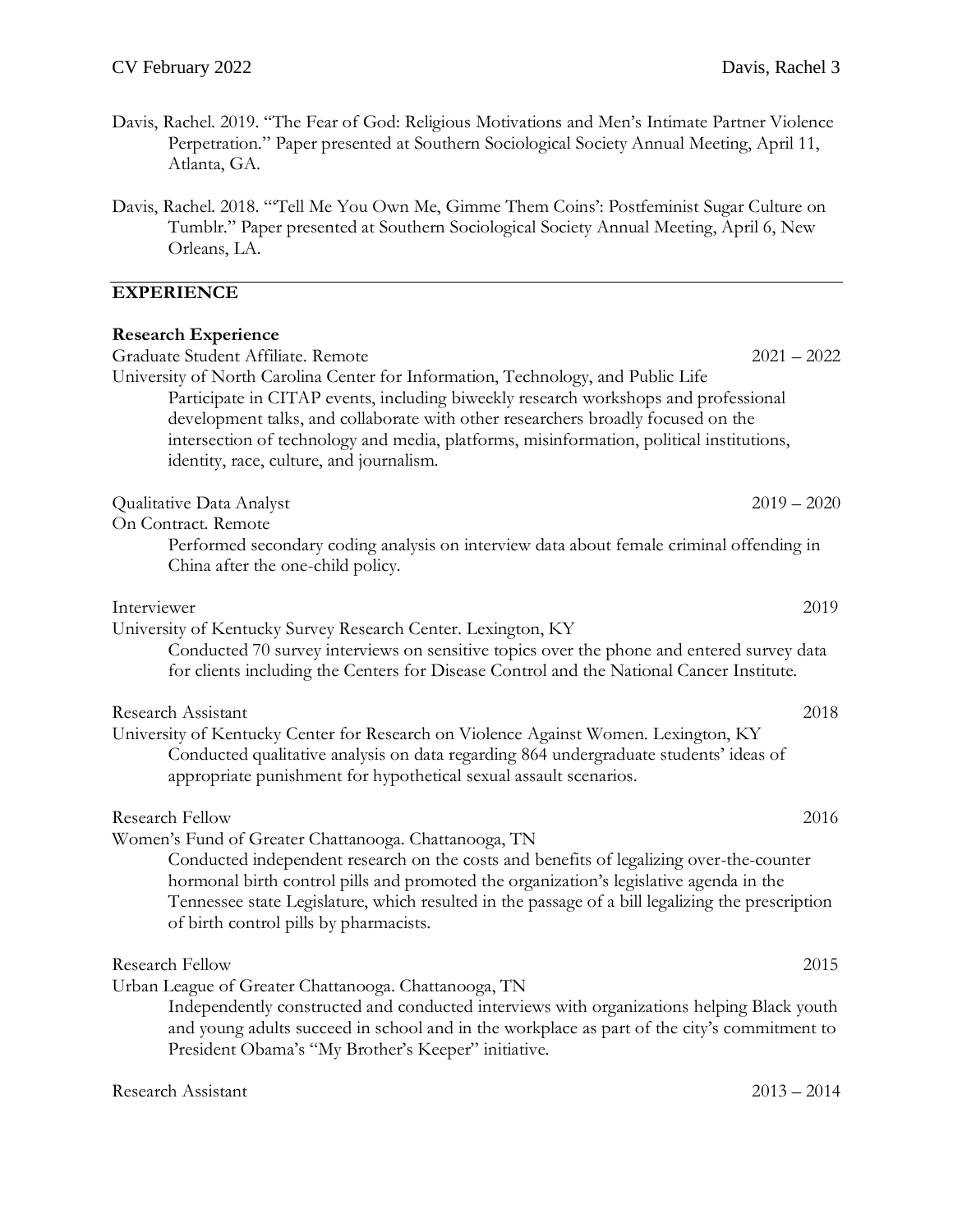Davis, Rachel. 2019. "The Fear of God: Religious Motivations and Men's Intimate Partner Violence Perpetration." Paper presented at Southern Sociological Society Annual Meeting, April 11, Atlanta, GA.

Davis, Rachel. 2018. "'Tell Me You Own Me, Gimme Them Coins': Postfeminist Sugar Culture on Tumblr." Paper presented at Southern Sociological Society Annual Meeting, April 6, New Orleans, LA.

## EXPERIENCE

### Research Experience

Graduate Student Affiliate. Remote — 2021 – 2022
University of North Carolina Center for Information, Technology, and Public Life
Participate in CITAP events, including biweekly research workshops and professional development talks, and collaborate with other researchers broadly focused on the intersection of technology and media, platforms, misinformation, political institutions, identity, race, culture, and journalism.

Qualitative Data Analyst — 2019 – 2020
On Contract. Remote
Performed secondary coding analysis on interview data about female criminal offending in China after the one-child policy.

Interviewer — 2019
University of Kentucky Survey Research Center. Lexington, KY
Conducted 70 survey interviews on sensitive topics over the phone and entered survey data for clients including the Centers for Disease Control and the National Cancer Institute.

Research Assistant — 2018
University of Kentucky Center for Research on Violence Against Women. Lexington, KY
Conducted qualitative analysis on data regarding 864 undergraduate students' ideas of appropriate punishment for hypothetical sexual assault scenarios.

Research Fellow — 2016
Women's Fund of Greater Chattanooga. Chattanooga, TN
Conducted independent research on the costs and benefits of legalizing over-the-counter hormonal birth control pills and promoted the organization's legislative agenda in the Tennessee state Legislature, which resulted in the passage of a bill legalizing the prescription of birth control pills by pharmacists.

Research Fellow — 2015
Urban League of Greater Chattanooga. Chattanooga, TN
Independently constructed and conducted interviews with organizations helping Black youth and young adults succeed in school and in the workplace as part of the city's commitment to President Obama's "My Brother's Keeper" initiative.

Research Assistant — 2013 – 2014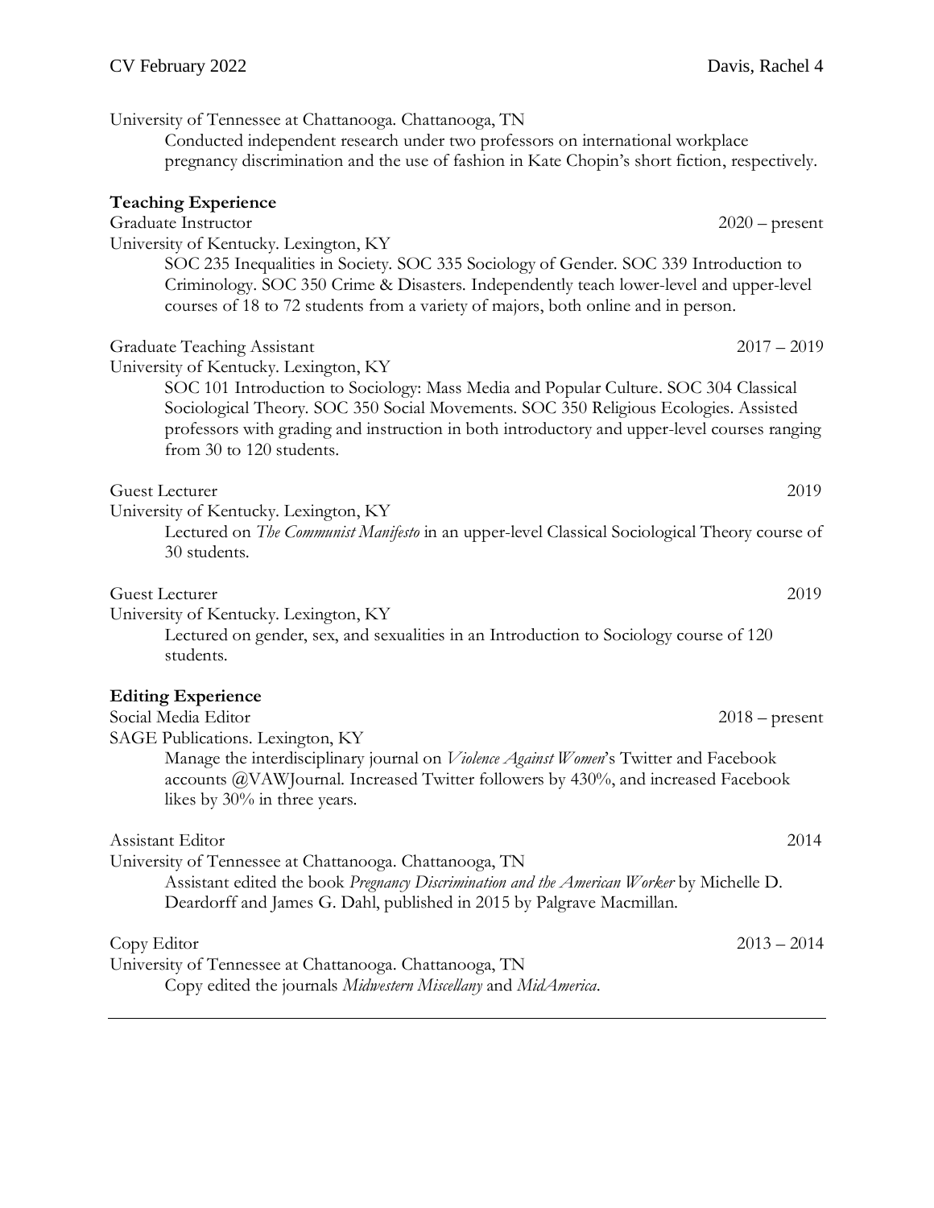University of Tennessee at Chattanooga. Chattanooga, TN

Conducted independent research under two professors on international workplace pregnancy discrimination and the use of fashion in Kate Chopin's short fiction, respectively.

**Teaching Experience**

Graduate Instructor — 2020 – present

University of Kentucky. Lexington, KY

SOC 235 Inequalities in Society. SOC 335 Sociology of Gender. SOC 339 Introduction to Criminology. SOC 350 Crime & Disasters. Independently teach lower-level and upper-level courses of 18 to 72 students from a variety of majors, both online and in person.

Graduate Teaching Assistant — 2017 – 2019

University of Kentucky. Lexington, KY

SOC 101 Introduction to Sociology: Mass Media and Popular Culture. SOC 304 Classical Sociological Theory. SOC 350 Social Movements. SOC 350 Religious Ecologies. Assisted professors with grading and instruction in both introductory and upper-level courses ranging from 30 to 120 students.

Guest Lecturer — 2019

University of Kentucky. Lexington, KY

Lectured on *The Communist Manifesto* in an upper-level Classical Sociological Theory course of 30 students.

Guest Lecturer — 2019

University of Kentucky. Lexington, KY

Lectured on gender, sex, and sexualities in an Introduction to Sociology course of 120 students.

**Editing Experience**

Social Media Editor — 2018 – present

SAGE Publications. Lexington, KY

Manage the interdisciplinary journal on *Violence Against Women*'s Twitter and Facebook accounts @VAWJournal. Increased Twitter followers by 430%, and increased Facebook likes by 30% in three years.

Assistant Editor — 2014

University of Tennessee at Chattanooga. Chattanooga, TN

Assistant edited the book *Pregnancy Discrimination and the American Worker* by Michelle D. Deardorff and James G. Dahl, published in 2015 by Palgrave Macmillan.

Copy Editor — 2013 – 2014

University of Tennessee at Chattanooga. Chattanooga, TN

Copy edited the journals *Midwestern Miscellany* and *MidAmerica*.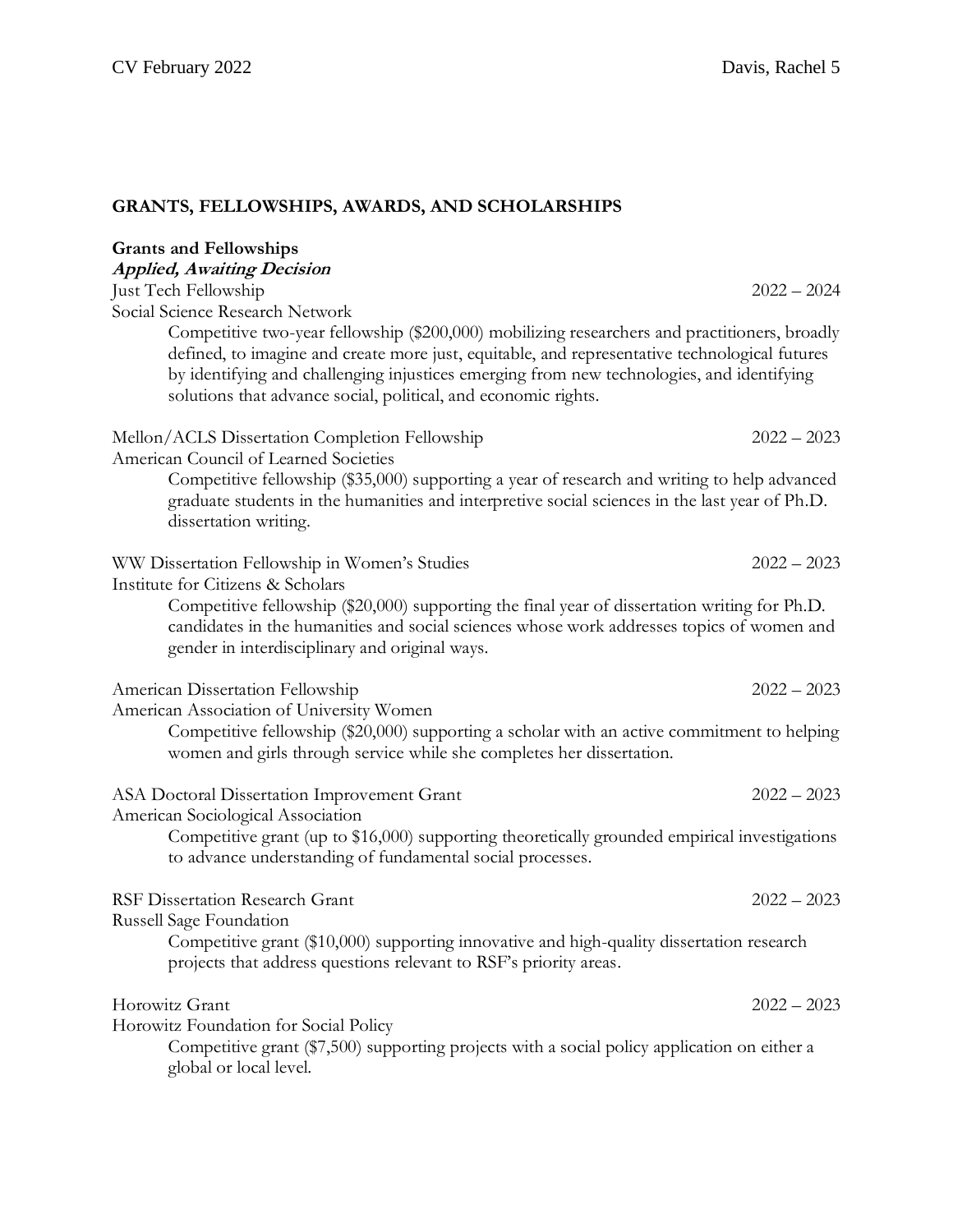## GRANTS, FELLOWSHIPS, AWARDS, AND SCHOLARSHIPS

### Grants and Fellowships

***Applied, Awaiting Decision***

Just Tech Fellowship — 2022 – 2024
Social Science Research Network

> Competitive two-year fellowship ($200,000) mobilizing researchers and practitioners, broadly defined, to imagine and create more just, equitable, and representative technological futures by identifying and challenging injustices emerging from new technologies, and identifying solutions that advance social, political, and economic rights.

Mellon/ACLS Dissertation Completion Fellowship — 2022 – 2023
American Council of Learned Societies

> Competitive fellowship ($35,000) supporting a year of research and writing to help advanced graduate students in the humanities and interpretive social sciences in the last year of Ph.D. dissertation writing.

WW Dissertation Fellowship in Women's Studies — 2022 – 2023
Institute for Citizens & Scholars

> Competitive fellowship ($20,000) supporting the final year of dissertation writing for Ph.D. candidates in the humanities and social sciences whose work addresses topics of women and gender in interdisciplinary and original ways.

American Dissertation Fellowship — 2022 – 2023
American Association of University Women

> Competitive fellowship ($20,000) supporting a scholar with an active commitment to helping women and girls through service while she completes her dissertation.

ASA Doctoral Dissertation Improvement Grant — 2022 – 2023
American Sociological Association

> Competitive grant (up to $16,000) supporting theoretically grounded empirical investigations to advance understanding of fundamental social processes.

RSF Dissertation Research Grant — 2022 – 2023
Russell Sage Foundation

> Competitive grant ($10,000) supporting innovative and high-quality dissertation research projects that address questions relevant to RSF's priority areas.

Horowitz Grant — 2022 – 2023
Horowitz Foundation for Social Policy

> Competitive grant ($7,500) supporting projects with a social policy application on either a global or local level.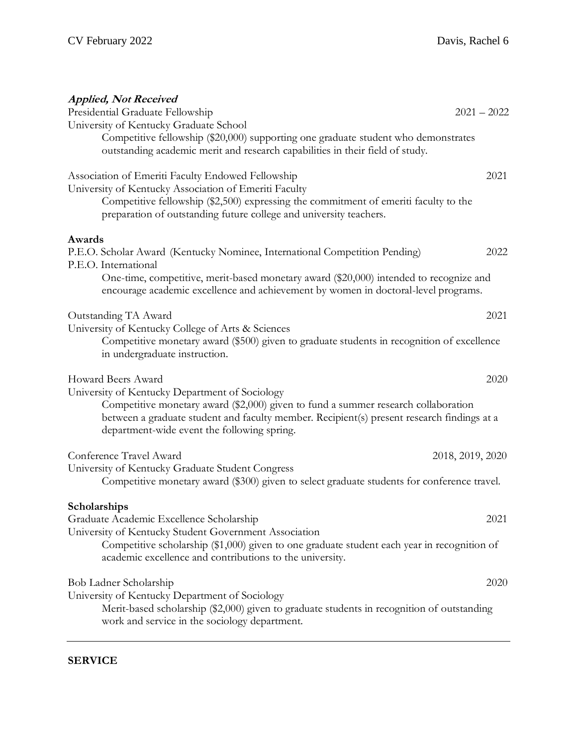***Applied, Not Received***

Presidential Graduate Fellowship — 2021 – 2022
University of Kentucky Graduate School
Competitive fellowship ($20,000) supporting one graduate student who demonstrates outstanding academic merit and research capabilities in their field of study.

Association of Emeriti Faculty Endowed Fellowship — 2021
University of Kentucky Association of Emeriti Faculty
Competitive fellowship ($2,500) expressing the commitment of emeriti faculty to the preparation of outstanding future college and university teachers.

**Awards**

P.E.O. Scholar Award (Kentucky Nominee, International Competition Pending) — 2022
P.E.O. International
One-time, competitive, merit-based monetary award ($20,000) intended to recognize and encourage academic excellence and achievement by women in doctoral-level programs.

Outstanding TA Award — 2021
University of Kentucky College of Arts & Sciences
Competitive monetary award ($500) given to graduate students in recognition of excellence in undergraduate instruction.

Howard Beers Award — 2020
University of Kentucky Department of Sociology
Competitive monetary award ($2,000) given to fund a summer research collaboration between a graduate student and faculty member. Recipient(s) present research findings at a department-wide event the following spring.

Conference Travel Award — 2018, 2019, 2020
University of Kentucky Graduate Student Congress
Competitive monetary award ($300) given to select graduate students for conference travel.

**Scholarships**

Graduate Academic Excellence Scholarship — 2021
University of Kentucky Student Government Association
Competitive scholarship ($1,000) given to one graduate student each year in recognition of academic excellence and contributions to the university.

Bob Ladner Scholarship — 2020
University of Kentucky Department of Sociology
Merit-based scholarship ($2,000) given to graduate students in recognition of outstanding work and service in the sociology department.

---

## SERVICE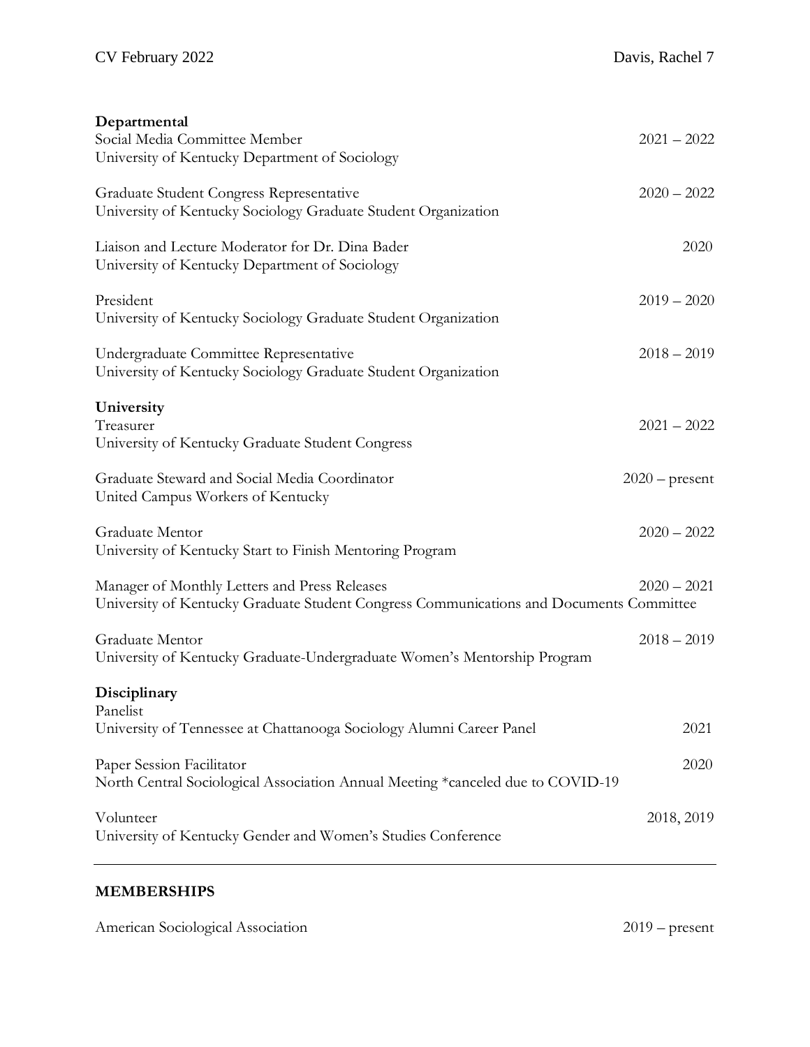**Departmental**

Social Media Committee Member — 2021 – 2022
University of Kentucky Department of Sociology

Graduate Student Congress Representative — 2020 – 2022
University of Kentucky Sociology Graduate Student Organization

Liaison and Lecture Moderator for Dr. Dina Bader — 2020
University of Kentucky Department of Sociology

President — 2019 – 2020
University of Kentucky Sociology Graduate Student Organization

Undergraduate Committee Representative — 2018 – 2019
University of Kentucky Sociology Graduate Student Organization

**University**

Treasurer — 2021 – 2022
University of Kentucky Graduate Student Congress

Graduate Steward and Social Media Coordinator — 2020 – present
United Campus Workers of Kentucky

Graduate Mentor — 2020 – 2022
University of Kentucky Start to Finish Mentoring Program

Manager of Monthly Letters and Press Releases — 2020 – 2021
University of Kentucky Graduate Student Congress Communications and Documents Committee

Graduate Mentor — 2018 – 2019
University of Kentucky Graduate-Undergraduate Women's Mentorship Program

**Disciplinary**

Panelist — 2021
University of Tennessee at Chattanooga Sociology Alumni Career Panel

Paper Session Facilitator — 2020
North Central Sociological Association Annual Meeting *canceled due to COVID-19

Volunteer — 2018, 2019
University of Kentucky Gender and Women's Studies Conference

---

## MEMBERSHIPS

American Sociological Association — 2019 – present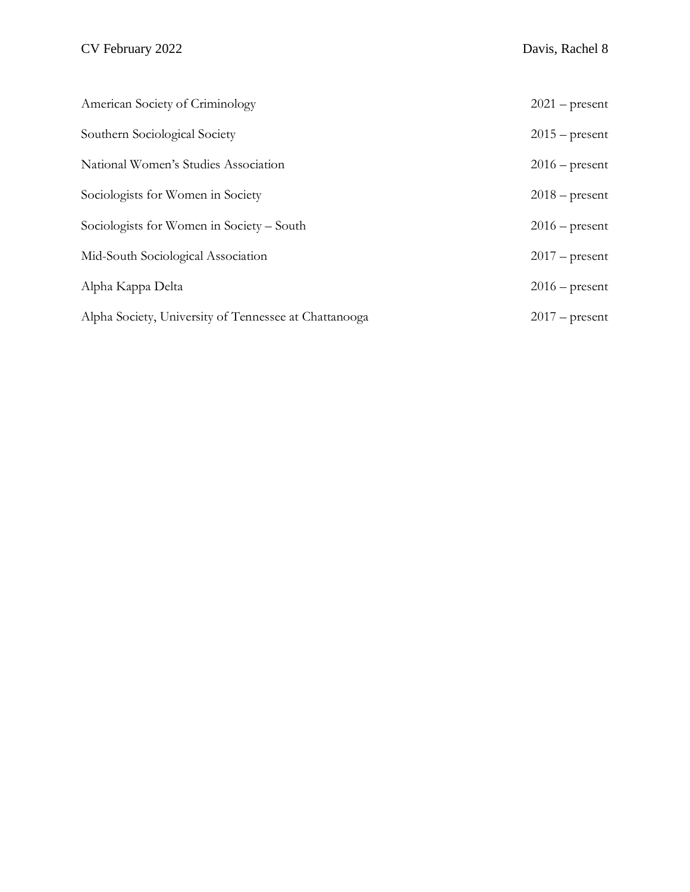| | |
|---|---|
| American Society of Criminology | 2021 – present |
| Southern Sociological Society | 2015 – present |
| National Women's Studies Association | 2016 – present |
| Sociologists for Women in Society | 2018 – present |
| Sociologists for Women in Society – South | 2016 – present |
| Mid-South Sociological Association | 2017 – present |
| Alpha Kappa Delta | 2016 – present |
| Alpha Society, University of Tennessee at Chattanooga | 2017 – present |